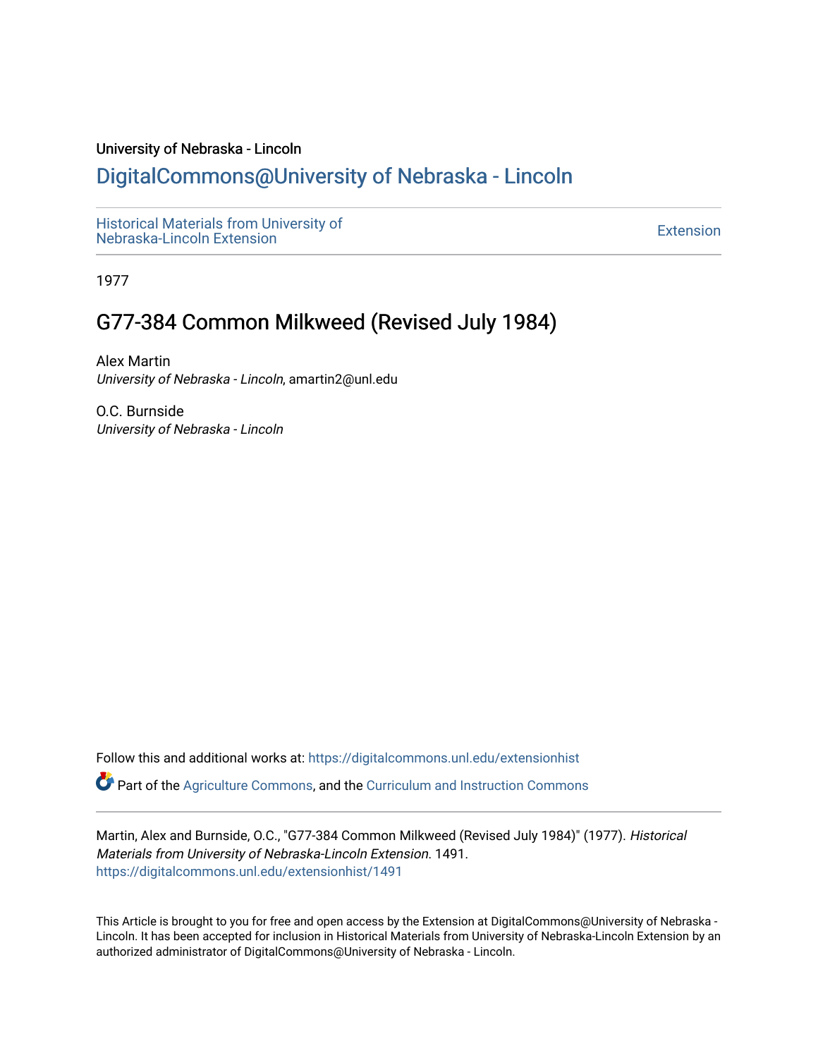University of Nebraska - Lincoln

# DigitalCommons@University of Nebraska - Lincoln

Historical Materials from University of Nebraska-Lincoln Extension

Extension

1977

## G77-384 Common Milkweed (Revised July 1984)

Alex Martin
*University of Nebraska - Lincoln*, amartin2@unl.edu

O.C. Burnside
*University of Nebraska - Lincoln*

Follow this and additional works at: https://digitalcommons.unl.edu/extensionhist

Part of the Agriculture Commons, and the Curriculum and Instruction Commons

Martin, Alex and Burnside, O.C., "G77-384 Common Milkweed (Revised July 1984)" (1977). *Historical Materials from University of Nebraska-Lincoln Extension*. 1491.
https://digitalcommons.unl.edu/extensionhist/1491

This Article is brought to you for free and open access by the Extension at DigitalCommons@University of Nebraska - Lincoln. It has been accepted for inclusion in Historical Materials from University of Nebraska-Lincoln Extension by an authorized administrator of DigitalCommons@University of Nebraska - Lincoln.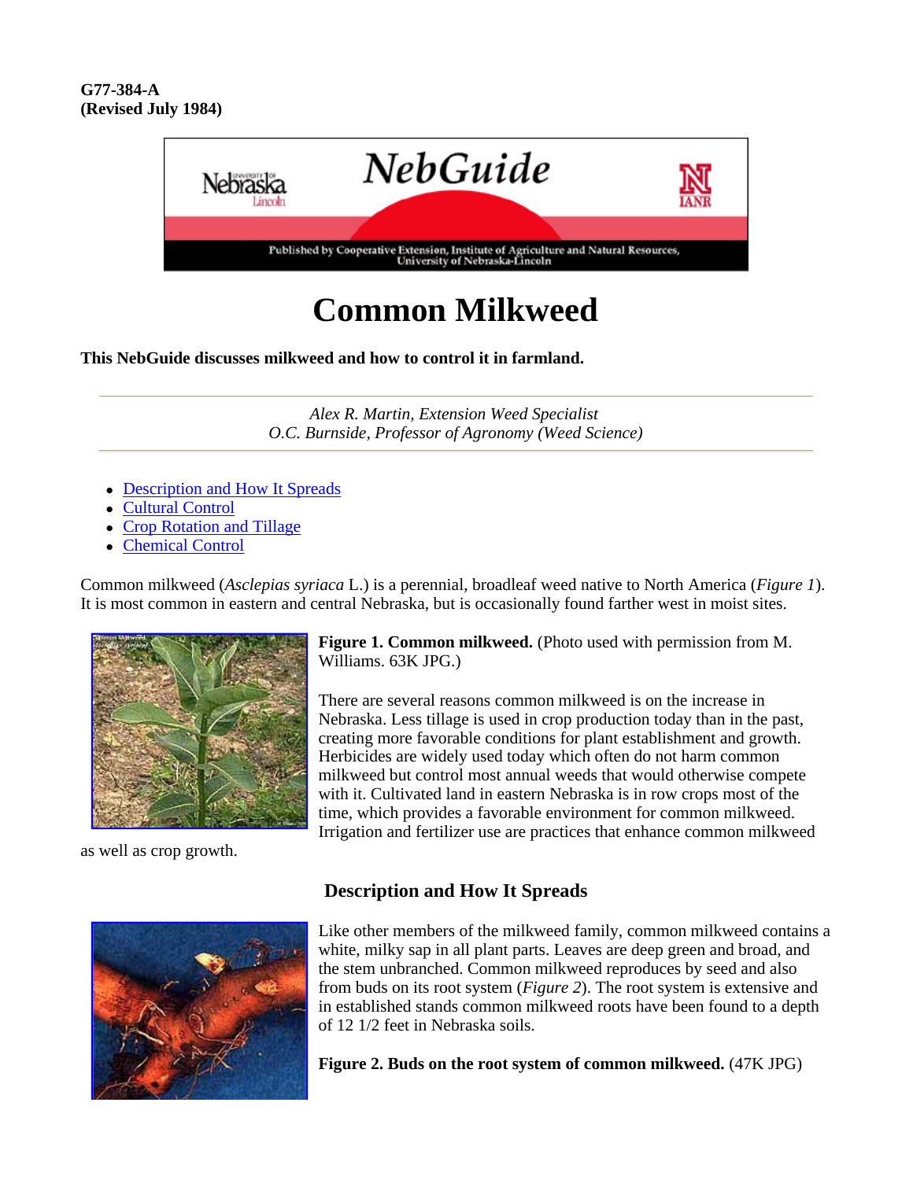**G77-384-A**
**(Revised July 1984)**

NebGuide

Published by Cooperative Extension, Institute of Agriculture and Natural Resources, University of Nebraska-Lincoln

# Common Milkweed

**This NebGuide discusses milkweed and how to control it in farmland.**

*Alex R. Martin, Extension Weed Specialist*
*O.C. Burnside, Professor of Agronomy (Weed Science)*

- Description and How It Spreads
- Cultural Control
- Crop Rotation and Tillage
- Chemical Control

Common milkweed (*Asclepias syriaca* L.) is a perennial, broadleaf weed native to North America (*Figure 1*). It is most common in eastern and central Nebraska, but is occasionally found farther west in moist sites.

**Figure 1. Common milkweed.** (Photo used with permission from M. Williams. 63K JPG.)

There are several reasons common milkweed is on the increase in Nebraska. Less tillage is used in crop production today than in the past, creating more favorable conditions for plant establishment and growth. Herbicides are widely used today which often do not harm common milkweed but control most annual weeds that would otherwise compete with it. Cultivated land in eastern Nebraska is in row crops most of the time, which provides a favorable environment for common milkweed. Irrigation and fertilizer use are practices that enhance common milkweed as well as crop growth.

## Description and How It Spreads

Like other members of the milkweed family, common milkweed contains a white, milky sap in all plant parts. Leaves are deep green and broad, and the stem unbranched. Common milkweed reproduces by seed and also from buds on its root system (*Figure 2*). The root system is extensive and in established stands common milkweed roots have been found to a depth of 12 1/2 feet in Nebraska soils.

**Figure 2. Buds on the root system of common milkweed.** (47K JPG)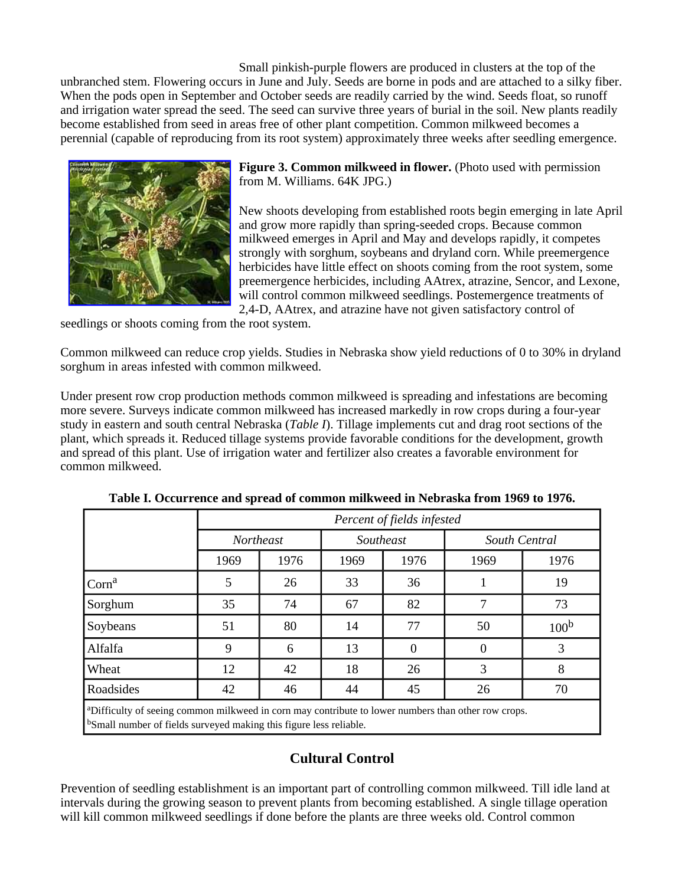Small pinkish-purple flowers are produced in clusters at the top of the unbranched stem. Flowering occurs in June and July. Seeds are borne in pods and are attached to a silky fiber. When the pods open in September and October seeds are readily carried by the wind. Seeds float, so runoff and irrigation water spread the seed. The seed can survive three years of burial in the soil. New plants readily become established from seed in areas free of other plant competition. Common milkweed becomes a perennial (capable of reproducing from its root system) approximately three weeks after seedling emergence.

**Figure 3. Common milkweed in flower.** (Photo used with permission from M. Williams. 64K JPG.)

New shoots developing from established roots begin emerging in late April and grow more rapidly than spring-seeded crops. Because common milkweed emerges in April and May and develops rapidly, it competes strongly with sorghum, soybeans and dryland corn. While preemergence herbicides have little effect on shoots coming from the root system, some preemergence herbicides, including AAtrex, atrazine, Sencor, and Lexone, will control common milkweed seedlings. Postemergence treatments of 2,4-D, AAtrex, and atrazine have not given satisfactory control of seedlings or shoots coming from the root system.

Common milkweed can reduce crop yields. Studies in Nebraska show yield reductions of 0 to 30% in dryland sorghum in areas infested with common milkweed.

Under present row crop production methods common milkweed is spreading and infestations are becoming more severe. Surveys indicate common milkweed has increased markedly in row crops during a four-year study in eastern and south central Nebraska (*Table I*). Tillage implements cut and drag root sections of the plant, which spreads it. Reduced tillage systems provide favorable conditions for the development, growth and spread of this plant. Use of irrigation water and fertilizer also creates a favorable environment for common milkweed.

**Table I. Occurrence and spread of common milkweed in Nebraska from 1969 to 1976.**

| | *Percent of fields infested* | | | | | |
|---|---|---|---|---|---|---|
| | *Northeast* | | *Southeast* | | *South Central* | |
| | 1969 | 1976 | 1969 | 1976 | 1969 | 1976 |
| Corn[a] | 5 | 26 | 33 | 36 | 1 | 19 |
| Sorghum | 35 | 74 | 67 | 82 | 7 | 73 |
| Soybeans | 51 | 80 | 14 | 77 | 50 | 100[b] |
| Alfalfa | 9 | 6 | 13 | 0 | 0 | 3 |
| Wheat | 12 | 42 | 18 | 26 | 3 | 8 |
| Roadsides | 42 | 46 | 44 | 45 | 26 | 70 |

[a]Difficulty of seeing common milkweed in corn may contribute to lower numbers than other row crops.
[b]Small number of fields surveyed making this figure less reliable.

## Cultural Control

Prevention of seedling establishment is an important part of controlling common milkweed. Till idle land at intervals during the growing season to prevent plants from becoming established. A single tillage operation will kill common milkweed seedlings if done before the plants are three weeks old. Control common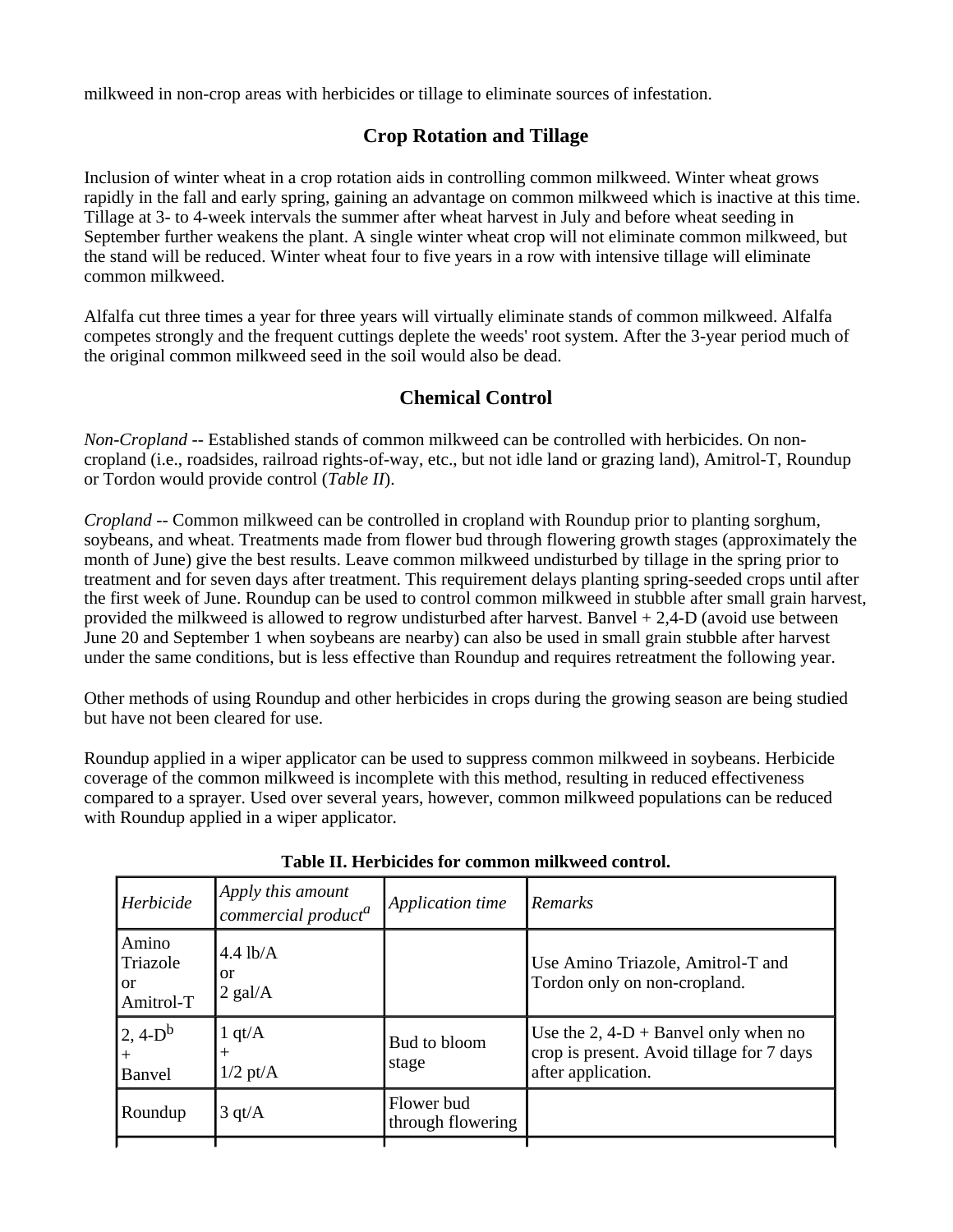milkweed in non-crop areas with herbicides or tillage to eliminate sources of infestation.

## Crop Rotation and Tillage

Inclusion of winter wheat in a crop rotation aids in controlling common milkweed. Winter wheat grows rapidly in the fall and early spring, gaining an advantage on common milkweed which is inactive at this time. Tillage at 3- to 4-week intervals the summer after wheat harvest in July and before wheat seeding in September further weakens the plant. A single winter wheat crop will not eliminate common milkweed, but the stand will be reduced. Winter wheat four to five years in a row with intensive tillage will eliminate common milkweed.

Alfalfa cut three times a year for three years will virtually eliminate stands of common milkweed. Alfalfa competes strongly and the frequent cuttings deplete the weeds' root system. After the 3-year period much of the original common milkweed seed in the soil would also be dead.

## Chemical Control

*Non-Cropland* -- Established stands of common milkweed can be controlled with herbicides. On non-cropland (i.e., roadsides, railroad rights-of-way, etc., but not idle land or grazing land), Amitrol-T, Roundup or Tordon would provide control (*Table II*).

*Cropland* -- Common milkweed can be controlled in cropland with Roundup prior to planting sorghum, soybeans, and wheat. Treatments made from flower bud through flowering growth stages (approximately the month of June) give the best results. Leave common milkweed undisturbed by tillage in the spring prior to treatment and for seven days after treatment. This requirement delays planting spring-seeded crops until after the first week of June. Roundup can be used to control common milkweed in stubble after small grain harvest, provided the milkweed is allowed to regrow undisturbed after harvest. Banvel + 2,4-D (avoid use between June 20 and September 1 when soybeans are nearby) can also be used in small grain stubble after harvest under the same conditions, but is less effective than Roundup and requires retreatment the following year.

Other methods of using Roundup and other herbicides in crops during the growing season are being studied but have not been cleared for use.

Roundup applied in a wiper applicator can be used to suppress common milkweed in soybeans. Herbicide coverage of the common milkweed is incomplete with this method, resulting in reduced effectiveness compared to a sprayer. Used over several years, however, common milkweed populations can be reduced with Roundup applied in a wiper applicator.

**Table II. Herbicides for common milkweed control.**

| *Herbicide* | *Apply this amount commercial product*[a] | *Application time* | *Remarks* |
|---|---|---|---|
| Amino Triazole or Amitrol-T | 4.4 lb/A or 2 gal/A | | Use Amino Triazole, Amitrol-T and Tordon only on non-cropland. |
| 2, 4-D[b] + Banvel | 1 qt/A + 1/2 pt/A | Bud to bloom stage | Use the 2, 4-D + Banvel only when no crop is present. Avoid tillage for 7 days after application. |
| Roundup | 3 qt/A | Flower bud through flowering | |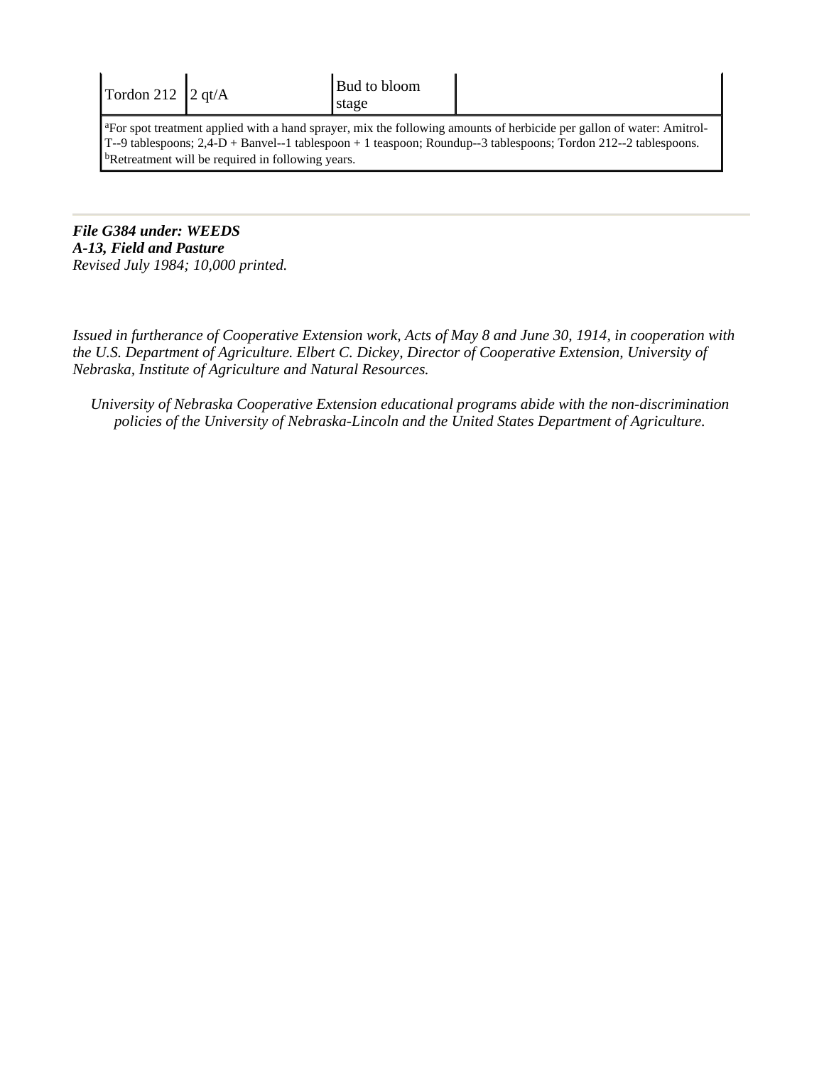| | | | |
|---|---|---|---|
| Tordon 212 | 2 qt/A | Bud to bloom stage | |

[a]For spot treatment applied with a hand sprayer, mix the following amounts of herbicide per gallon of water: Amitrol-T--9 tablespoons; 2,4-D + Banvel--1 tablespoon + 1 teaspoon; Roundup--3 tablespoons; Tordon 212--2 tablespoons.
[b]Retreatment will be required in following years.

---

***File G384 under: WEEDS***
***A-13, Field and Pasture***
*Revised July 1984; 10,000 printed.*

*Issued in furtherance of Cooperative Extension work, Acts of May 8 and June 30, 1914, in cooperation with the U.S. Department of Agriculture. Elbert C. Dickey, Director of Cooperative Extension, University of Nebraska, Institute of Agriculture and Natural Resources.*

*University of Nebraska Cooperative Extension educational programs abide with the non-discrimination policies of the University of Nebraska-Lincoln and the United States Department of Agriculture.*